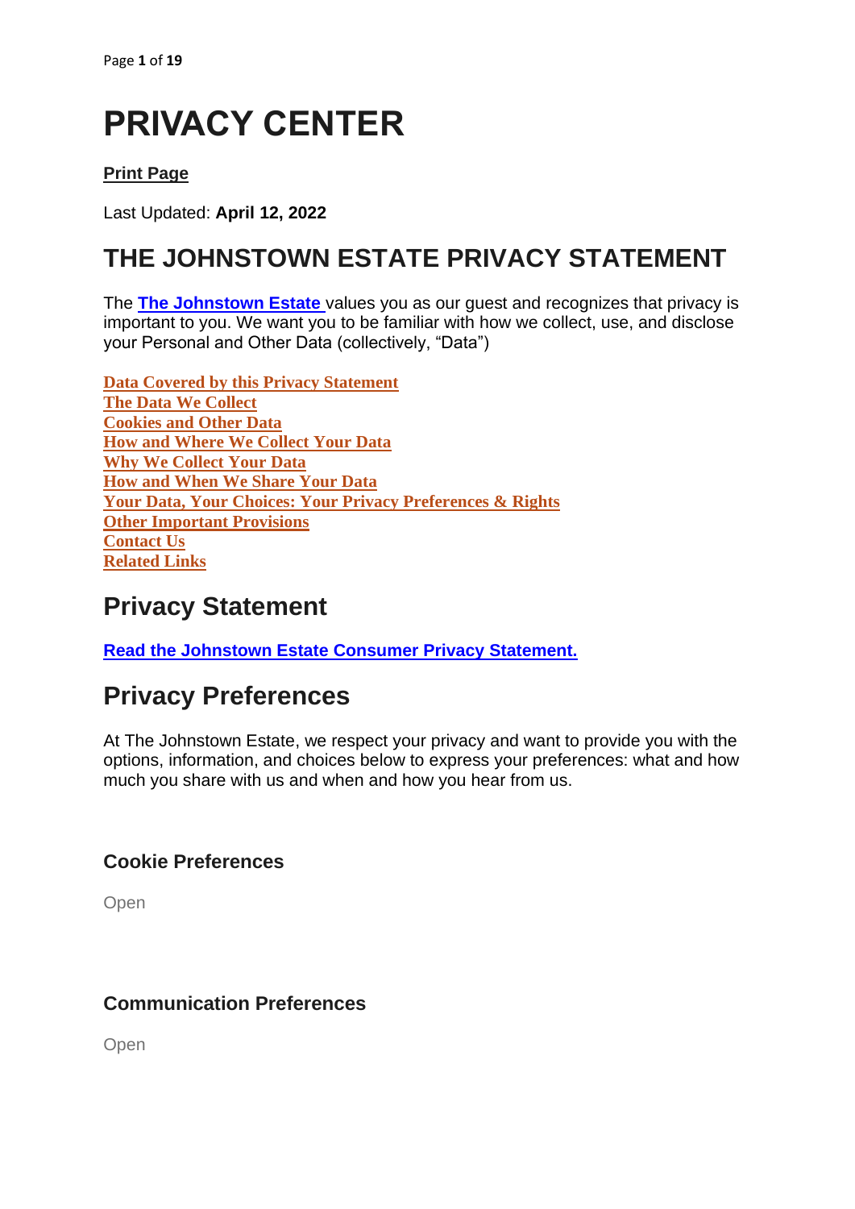# PRIVACY CENTER

**Print Page**

Last Updated: **April 12, 2022**

## THE JOHNSTOWN ESTATE PRIVACY STATEMENT

The **The Johnstown Estate** values you as our guest and recognizes that privacy is important to you. We want you to be familiar with how we collect, use, and disclose your Personal and Other Data (collectively, "Data")

**Data Covered by this Privacy Statement**
**The Data We Collect**
**Cookies and Other Data**
**How and Where We Collect Your Data**
**Why We Collect Your Data**
**How and When We Share Your Data**
**Your Data, Your Choices: Your Privacy Preferences & Rights**
**Other Important Provisions**
**Contact Us**
**Related Links**

## Privacy Statement

**Read the Johnstown Estate Consumer Privacy Statement.**

## Privacy Preferences

At The Johnstown Estate, we respect your privacy and want to provide you with the options, information, and choices below to express your preferences: what and how much you share with us and when and how you hear from us.

### Cookie Preferences

Open

### Communication Preferences

Open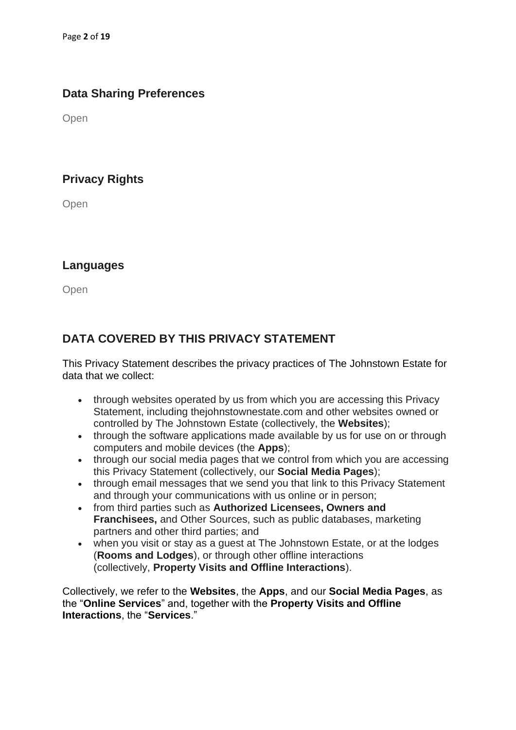### Data Sharing Preferences

Open

### Privacy Rights

Open

### Languages

Open

## DATA COVERED BY THIS PRIVACY STATEMENT

This Privacy Statement describes the privacy practices of The Johnstown Estate for data that we collect:

- through websites operated by us from which you are accessing this Privacy Statement, including thejohnstownestate.com and other websites owned or controlled by The Johnstown Estate (collectively, the **Websites**);
- through the software applications made available by us for use on or through computers and mobile devices (the **Apps**);
- through our social media pages that we control from which you are accessing this Privacy Statement (collectively, our **Social Media Pages**);
- through email messages that we send you that link to this Privacy Statement and through your communications with us online or in person;
- from third parties such as **Authorized Licensees, Owners and Franchisees,** and Other Sources, such as public databases, marketing partners and other third parties; and
- when you visit or stay as a guest at The Johnstown Estate, or at the lodges (**Rooms and Lodges**), or through other offline interactions (collectively, **Property Visits and Offline Interactions**).

Collectively, we refer to the **Websites**, the **Apps**, and our **Social Media Pages**, as the "**Online Services**" and, together with the **Property Visits and Offline Interactions**, the "**Services**."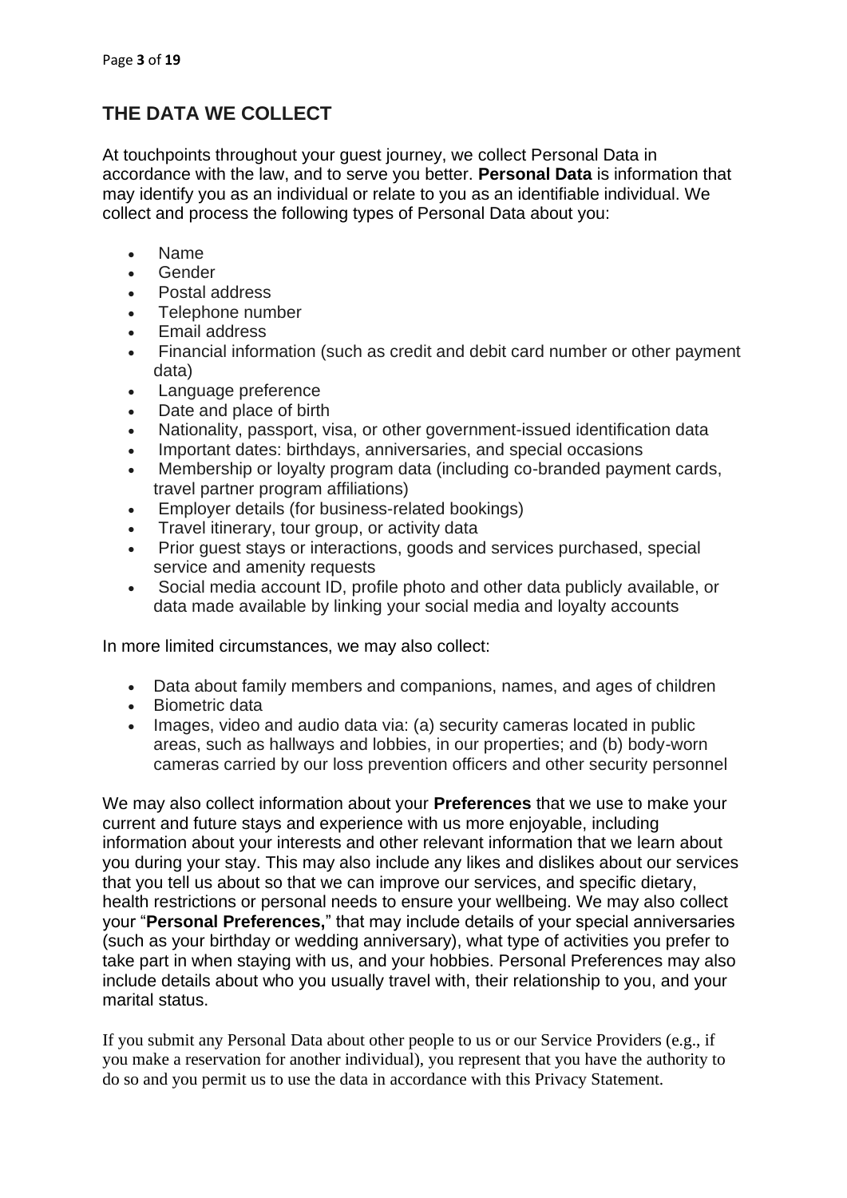## THE DATA WE COLLECT

At touchpoints throughout your guest journey, we collect Personal Data in accordance with the law, and to serve you better. **Personal Data** is information that may identify you as an individual or relate to you as an identifiable individual. We collect and process the following types of Personal Data about you:

- Name
- Gender
- Postal address
- Telephone number
- Email address
- Financial information (such as credit and debit card number or other payment data)
- Language preference
- Date and place of birth
- Nationality, passport, visa, or other government-issued identification data
- Important dates: birthdays, anniversaries, and special occasions
- Membership or loyalty program data (including co-branded payment cards, travel partner program affiliations)
- Employer details (for business-related bookings)
- Travel itinerary, tour group, or activity data
- Prior guest stays or interactions, goods and services purchased, special service and amenity requests
- Social media account ID, profile photo and other data publicly available, or data made available by linking your social media and loyalty accounts

In more limited circumstances, we may also collect:

- Data about family members and companions, names, and ages of children
- Biometric data
- Images, video and audio data via: (a) security cameras located in public areas, such as hallways and lobbies, in our properties; and (b) body-worn cameras carried by our loss prevention officers and other security personnel

We may also collect information about your **Preferences** that we use to make your current and future stays and experience with us more enjoyable, including information about your interests and other relevant information that we learn about you during your stay. This may also include any likes and dislikes about our services that you tell us about so that we can improve our services, and specific dietary, health restrictions or personal needs to ensure your wellbeing. We may also collect your "**Personal Preferences,**" that may include details of your special anniversaries (such as your birthday or wedding anniversary), what type of activities you prefer to take part in when staying with us, and your hobbies. Personal Preferences may also include details about who you usually travel with, their relationship to you, and your marital status.

If you submit any Personal Data about other people to us or our Service Providers (e.g., if you make a reservation for another individual), you represent that you have the authority to do so and you permit us to use the data in accordance with this Privacy Statement.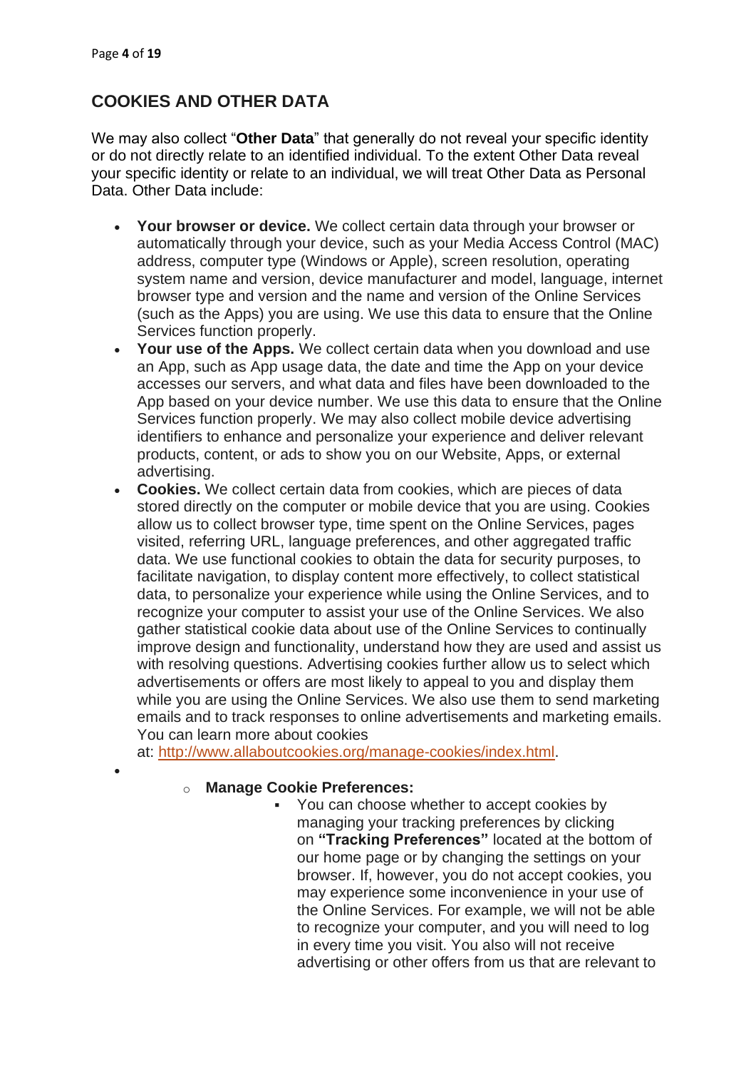## COOKIES AND OTHER DATA

We may also collect "**Other Data**" that generally do not reveal your specific identity or do not directly relate to an identified individual. To the extent Other Data reveal your specific identity or relate to an individual, we will treat Other Data as Personal Data. Other Data include:

- **Your browser or device.** We collect certain data through your browser or automatically through your device, such as your Media Access Control (MAC) address, computer type (Windows or Apple), screen resolution, operating system name and version, device manufacturer and model, language, internet browser type and version and the name and version of the Online Services (such as the Apps) you are using. We use this data to ensure that the Online Services function properly.
- **Your use of the Apps.** We collect certain data when you download and use an App, such as App usage data, the date and time the App on your device accesses our servers, and what data and files have been downloaded to the App based on your device number. We use this data to ensure that the Online Services function properly. We may also collect mobile device advertising identifiers to enhance and personalize your experience and deliver relevant products, content, or ads to show you on our Website, Apps, or external advertising.
- **Cookies.** We collect certain data from cookies, which are pieces of data stored directly on the computer or mobile device that you are using. Cookies allow us to collect browser type, time spent on the Online Services, pages visited, referring URL, language preferences, and other aggregated traffic data. We use functional cookies to obtain the data for security purposes, to facilitate navigation, to display content more effectively, to collect statistical data, to personalize your experience while using the Online Services, and to recognize your computer to assist your use of the Online Services. We also gather statistical cookie data about use of the Online Services to continually improve design and functionality, understand how they are used and assist us with resolving questions. Advertising cookies further allow us to select which advertisements or offers are most likely to appeal to you and display them while you are using the Online Services. We also use them to send marketing emails and to track responses to online advertisements and marketing emails. You can learn more about cookies at: [http://www.allaboutcookies.org/manage-cookies/index.html](http://www.allaboutcookies.org/manage-cookies/index.html).
- 
    - **Manage Cookie Preferences:**
        - You can choose whether to accept cookies by managing your tracking preferences by clicking on **"Tracking Preferences"** located at the bottom of our home page or by changing the settings on your browser. If, however, you do not accept cookies, you may experience some inconvenience in your use of the Online Services. For example, we will not be able to recognize your computer, and you will need to log in every time you visit. You also will not receive advertising or other offers from us that are relevant to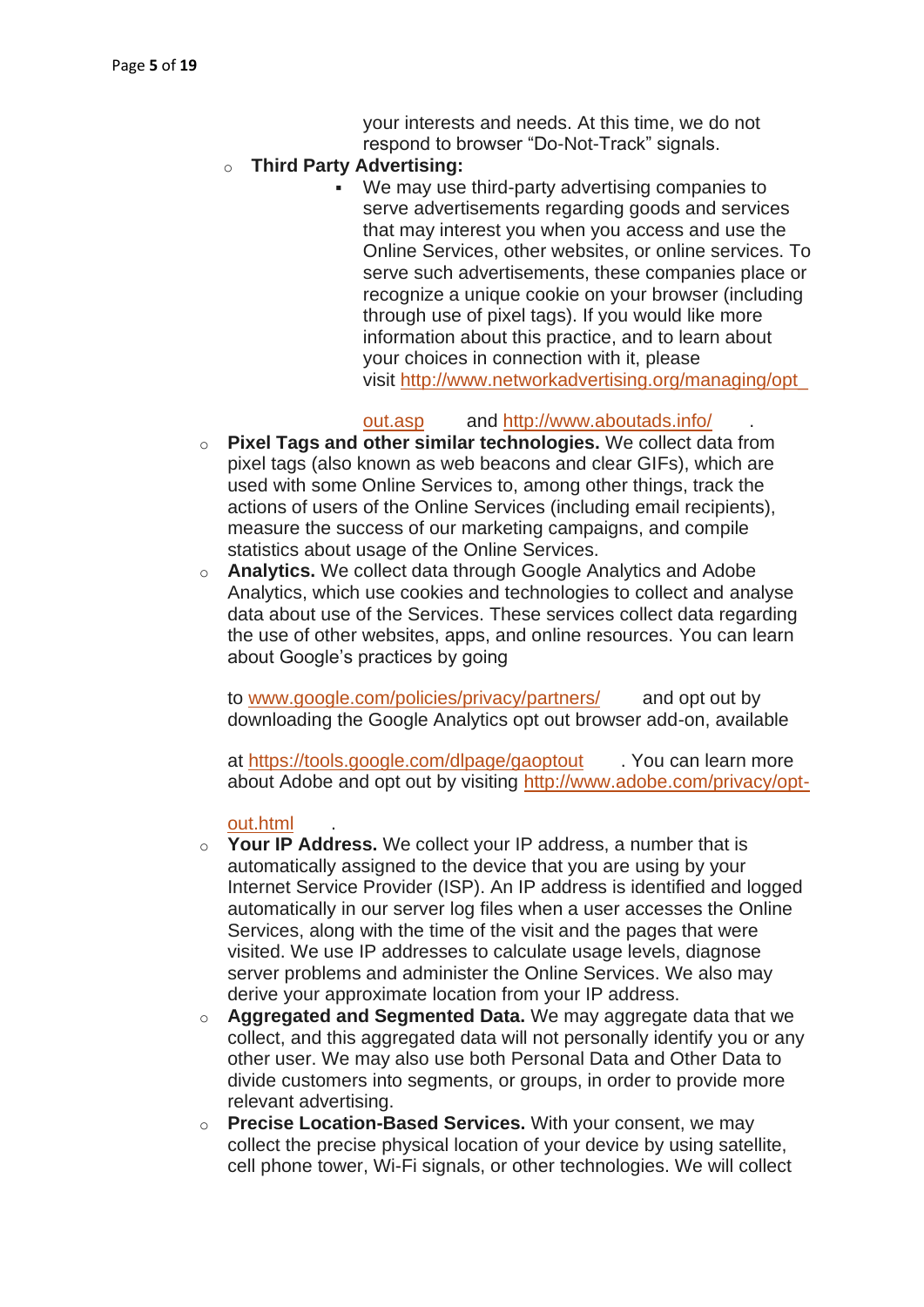your interests and needs. At this time, we do not respond to browser “Do-Not-Track” signals.

- **Third Party Advertising:**
  - We may use third-party advertising companies to serve advertisements regarding goods and services that may interest you when you access and use the Online Services, other websites, or online services. To serve such advertisements, these companies place or recognize a unique cookie on your browser (including through use of pixel tags). If you would like more information about this practice, and to learn about your choices in connection with it, please visit http://www.networkadvertising.org/managing/opt_out.asp and http://www.aboutads.info/.
- **Pixel Tags and other similar technologies.** We collect data from pixel tags (also known as web beacons and clear GIFs), which are used with some Online Services to, among other things, track the actions of users of the Online Services (including email recipients), measure the success of our marketing campaigns, and compile statistics about usage of the Online Services.
- **Analytics.** We collect data through Google Analytics and Adobe Analytics, which use cookies and technologies to collect and analyse data about use of the Services. These services collect data regarding the use of other websites, apps, and online resources. You can learn about Google’s practices by going to www.google.com/policies/privacy/partners/ and opt out by downloading the Google Analytics opt out browser add-on, available at https://tools.google.com/dlpage/gaoptout. You can learn more about Adobe and opt out by visiting http://www.adobe.com/privacy/opt-out.html.
- **Your IP Address.** We collect your IP address, a number that is automatically assigned to the device that you are using by your Internet Service Provider (ISP). An IP address is identified and logged automatically in our server log files when a user accesses the Online Services, along with the time of the visit and the pages that were visited. We use IP addresses to calculate usage levels, diagnose server problems and administer the Online Services. We also may derive your approximate location from your IP address.
- **Aggregated and Segmented Data.** We may aggregate data that we collect, and this aggregated data will not personally identify you or any other user. We may also use both Personal Data and Other Data to divide customers into segments, or groups, in order to provide more relevant advertising.
- **Precise Location-Based Services.** With your consent, we may collect the precise physical location of your device by using satellite, cell phone tower, Wi-Fi signals, or other technologies. We will collect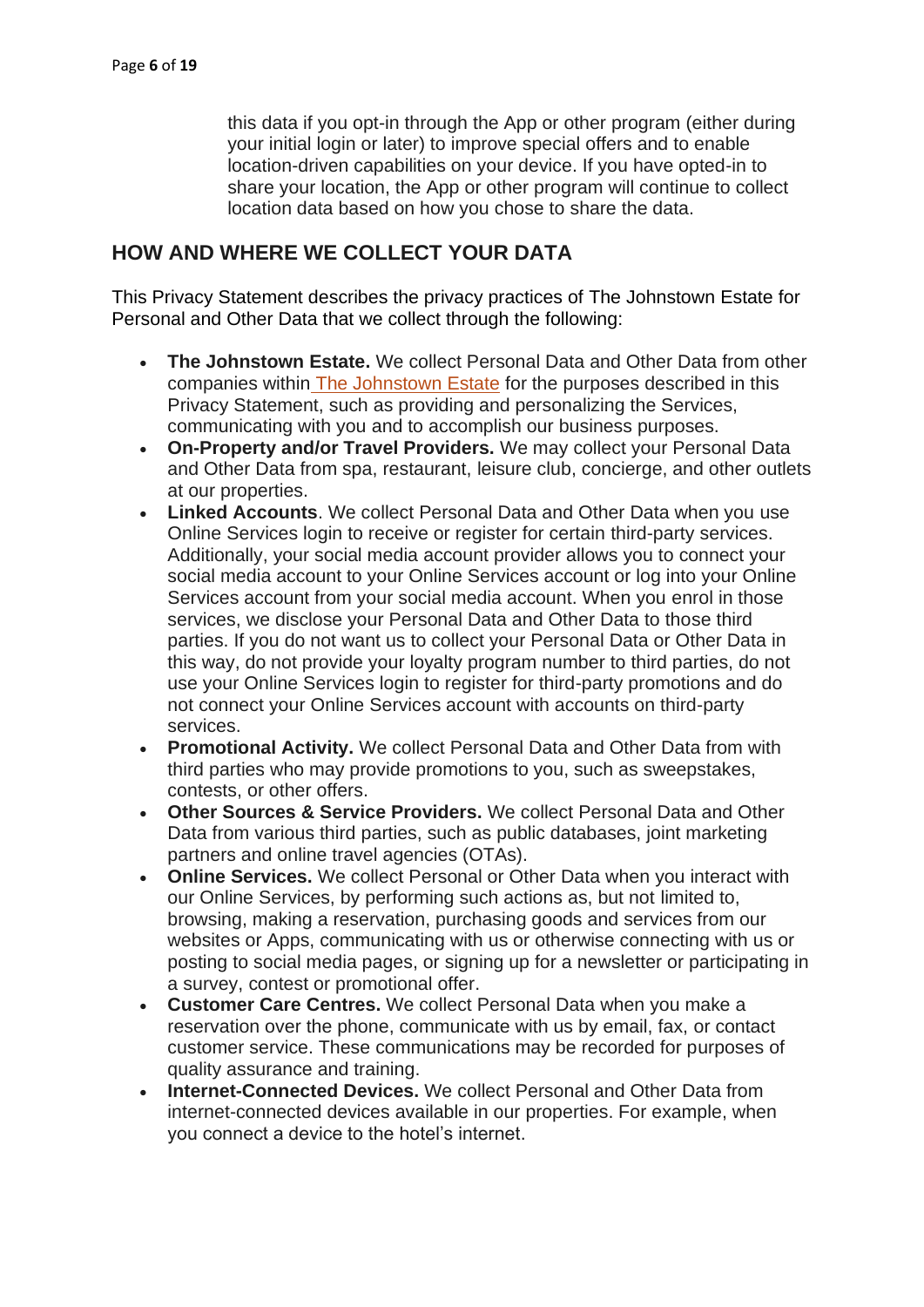this data if you opt-in through the App or other program (either during your initial login or later) to improve special offers and to enable location-driven capabilities on your device. If you have opted-in to share your location, the App or other program will continue to collect location data based on how you chose to share the data.

## HOW AND WHERE WE COLLECT YOUR DATA

This Privacy Statement describes the privacy practices of The Johnstown Estate for Personal and Other Data that we collect through the following:

- **The Johnstown Estate.** We collect Personal Data and Other Data from other companies within The Johnstown Estate for the purposes described in this Privacy Statement, such as providing and personalizing the Services, communicating with you and to accomplish our business purposes.
- **On-Property and/or Travel Providers.** We may collect your Personal Data and Other Data from spa, restaurant, leisure club, concierge, and other outlets at our properties.
- **Linked Accounts**. We collect Personal Data and Other Data when you use Online Services login to receive or register for certain third-party services. Additionally, your social media account provider allows you to connect your social media account to your Online Services account or log into your Online Services account from your social media account. When you enrol in those services, we disclose your Personal Data and Other Data to those third parties. If you do not want us to collect your Personal Data or Other Data in this way, do not provide your loyalty program number to third parties, do not use your Online Services login to register for third-party promotions and do not connect your Online Services account with accounts on third-party services.
- **Promotional Activity.** We collect Personal Data and Other Data from with third parties who may provide promotions to you, such as sweepstakes, contests, or other offers.
- **Other Sources & Service Providers.** We collect Personal Data and Other Data from various third parties, such as public databases, joint marketing partners and online travel agencies (OTAs).
- **Online Services.** We collect Personal or Other Data when you interact with our Online Services, by performing such actions as, but not limited to, browsing, making a reservation, purchasing goods and services from our websites or Apps, communicating with us or otherwise connecting with us or posting to social media pages, or signing up for a newsletter or participating in a survey, contest or promotional offer.
- **Customer Care Centres.** We collect Personal Data when you make a reservation over the phone, communicate with us by email, fax, or contact customer service. These communications may be recorded for purposes of quality assurance and training.
- **Internet-Connected Devices.** We collect Personal and Other Data from internet-connected devices available in our properties. For example, when you connect a device to the hotel's internet.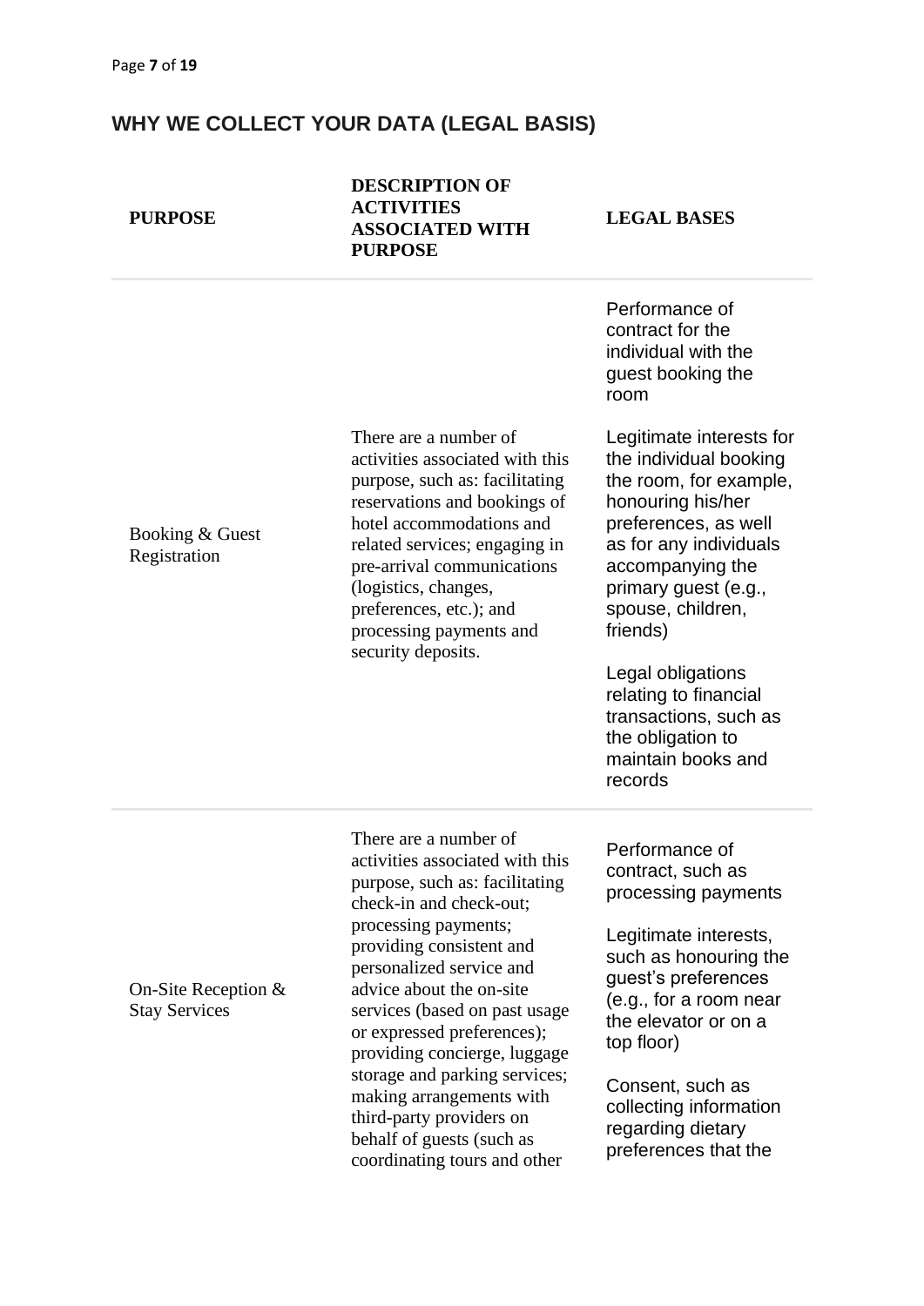## WHY WE COLLECT YOUR DATA (LEGAL BASIS)

| PURPOSE | DESCRIPTION OF ACTIVITIES ASSOCIATED WITH PURPOSE | LEGAL BASES |
|---|---|---|
| Booking & Guest Registration | There are a number of activities associated with this purpose, such as: facilitating reservations and bookings of hotel accommodations and related services; engaging in pre-arrival communications (logistics, changes, preferences, etc.); and processing payments and security deposits. | Performance of contract for the individual with the guest booking the room<br><br>Legitimate interests for the individual booking the room, for example, honouring his/her preferences, as well as for any individuals accompanying the primary guest (e.g., spouse, children, friends)<br><br>Legal obligations relating to financial transactions, such as the obligation to maintain books and records |
| On-Site Reception & Stay Services | There are a number of activities associated with this purpose, such as: facilitating check-in and check-out; processing payments; providing consistent and personalized service and advice about the on-site services (based on past usage or expressed preferences); providing concierge, luggage storage and parking services; making arrangements with third-party providers on behalf of guests (such as coordinating tours and other | Performance of contract, such as processing payments<br><br>Legitimate interests, such as honouring the guest's preferences (e.g., for a room near the elevator or on a top floor)<br><br>Consent, such as collecting information regarding dietary preferences that the |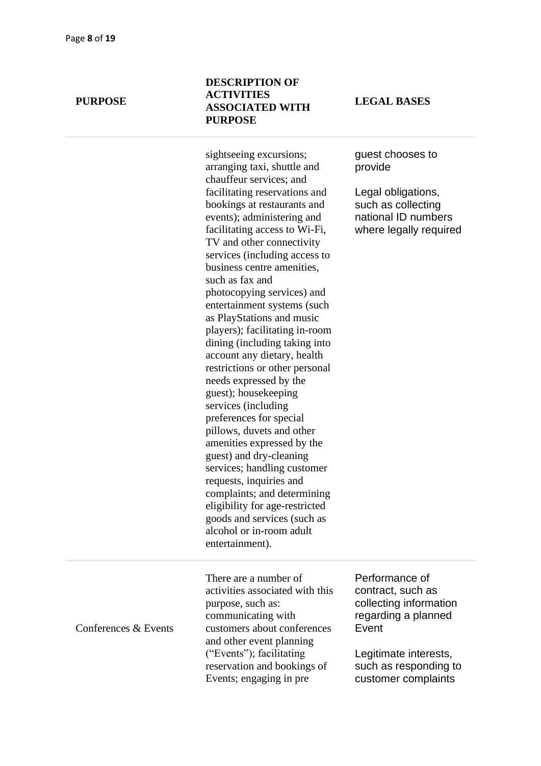| PURPOSE | DESCRIPTION OF ACTIVITIES ASSOCIATED WITH PURPOSE | LEGAL BASES |
|---|---|---|
| | sightseeing excursions; arranging taxi, shuttle and chauffeur services; and facilitating reservations and bookings at restaurants and events); administering and facilitating access to Wi-Fi, TV and other connectivity services (including access to business centre amenities, such as fax and photocopying services) and entertainment systems (such as PlayStations and music players); facilitating in-room dining (including taking into account any dietary, health restrictions or other personal needs expressed by the guest); housekeeping services (including preferences for special pillows, duvets and other amenities expressed by the guest) and dry-cleaning services; handling customer requests, inquiries and complaints; and determining eligibility for age-restricted goods and services (such as alcohol or in-room adult entertainment). | guest chooses to provide<br><br>Legal obligations, such as collecting national ID numbers where legally required |
| Conferences & Events | There are a number of activities associated with this purpose, such as: communicating with customers about conferences and other event planning ("Events"); facilitating reservation and bookings of Events; engaging in pre | Performance of contract, such as collecting information regarding a planned Event<br><br>Legitimate interests, such as responding to customer complaints |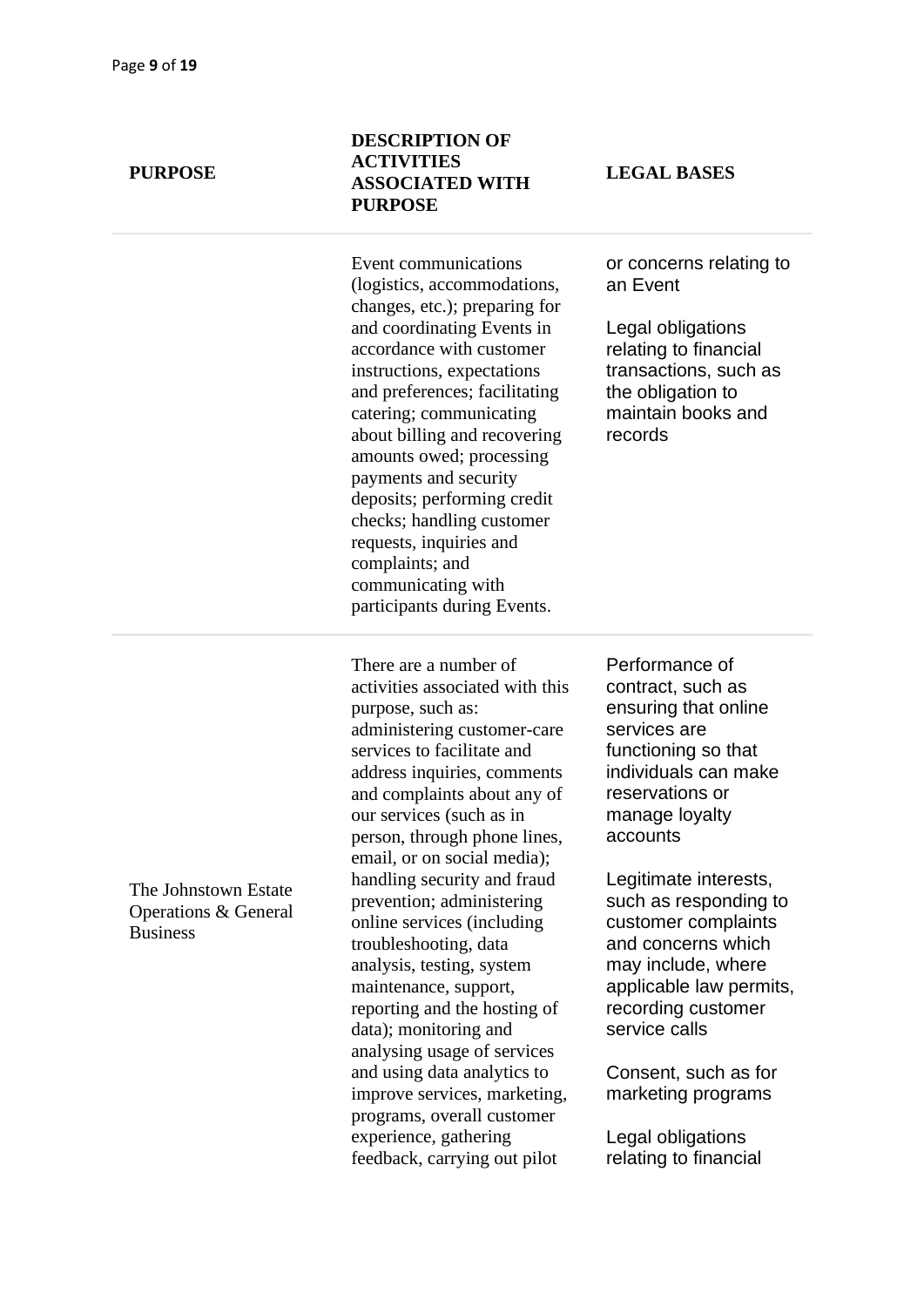| PURPOSE | DESCRIPTION OF ACTIVITIES ASSOCIATED WITH PURPOSE | LEGAL BASES |
|---|---|---|
| | Event communications (logistics, accommodations, changes, etc.); preparing for and coordinating Events in accordance with customer instructions, expectations and preferences; facilitating catering; communicating about billing and recovering amounts owed; processing payments and security deposits; performing credit checks; handling customer requests, inquiries and complaints; and communicating with participants during Events. | or concerns relating to an Event<br><br>Legal obligations relating to financial transactions, such as the obligation to maintain books and records |
| The Johnstown Estate Operations & General Business | There are a number of activities associated with this purpose, such as: administering customer-care services to facilitate and address inquiries, comments and complaints about any of our services (such as in person, through phone lines, email, or on social media); handling security and fraud prevention; administering online services (including troubleshooting, data analysis, testing, system maintenance, support, reporting and the hosting of data); monitoring and analysing usage of services and using data analytics to improve services, marketing, programs, overall customer experience, gathering feedback, carrying out pilot | Performance of contract, such as ensuring that online services are functioning so that individuals can make reservations or manage loyalty accounts<br><br>Legitimate interests, such as responding to customer complaints and concerns which may include, where applicable law permits, recording customer service calls<br><br>Consent, such as for marketing programs<br><br>Legal obligations relating to financial |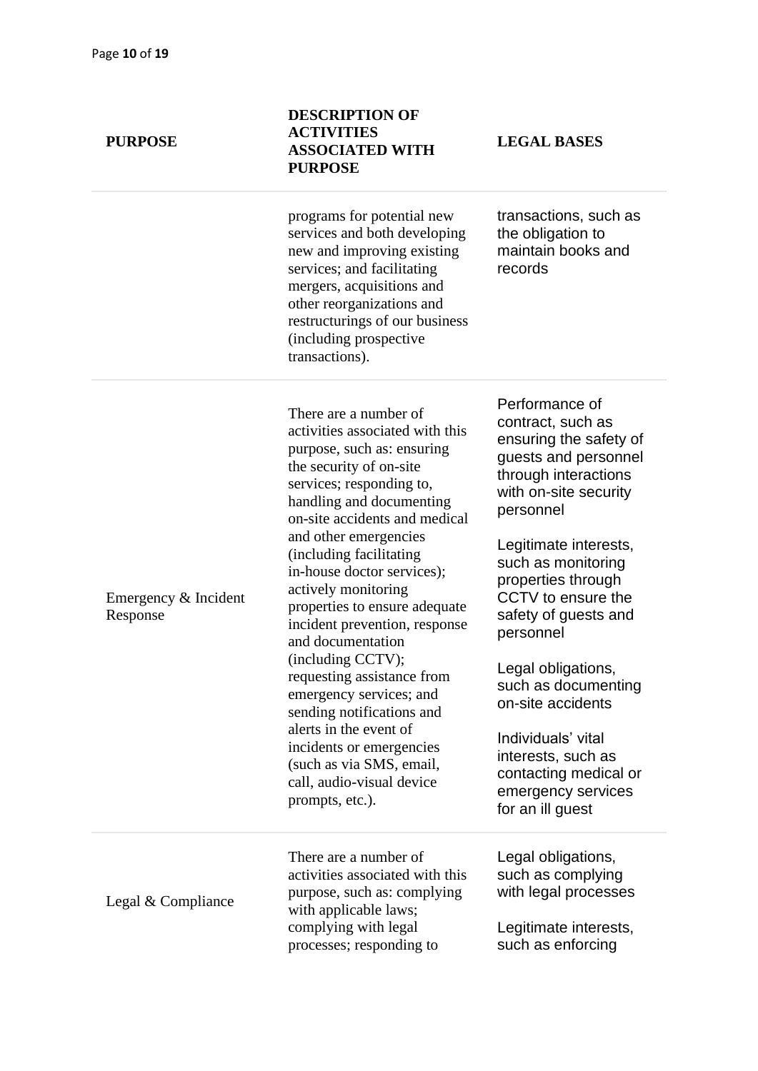| PURPOSE | DESCRIPTION OF ACTIVITIES ASSOCIATED WITH PURPOSE | LEGAL BASES |
|---|---|---|
| | programs for potential new services and both developing new and improving existing services; and facilitating mergers, acquisitions and other reorganizations and restructurings of our business (including prospective transactions). | transactions, such as the obligation to maintain books and records |
| Emergency & Incident Response | There are a number of activities associated with this purpose, such as: ensuring the security of on-site services; responding to, handling and documenting on-site accidents and medical and other emergencies (including facilitating in-house doctor services); actively monitoring properties to ensure adequate incident prevention, response and documentation (including CCTV); requesting assistance from emergency services; and sending notifications and alerts in the event of incidents or emergencies (such as via SMS, email, call, audio-visual device prompts, etc.). | Performance of contract, such as ensuring the safety of guests and personnel through interactions with on-site security personnel<br><br>Legitimate interests, such as monitoring properties through CCTV to ensure the safety of guests and personnel<br><br>Legal obligations, such as documenting on-site accidents<br><br>Individuals' vital interests, such as contacting medical or emergency services for an ill guest |
| Legal & Compliance | There are a number of activities associated with this purpose, such as: complying with applicable laws; complying with legal processes; responding to | Legal obligations, such as complying with legal processes<br><br>Legitimate interests, such as enforcing |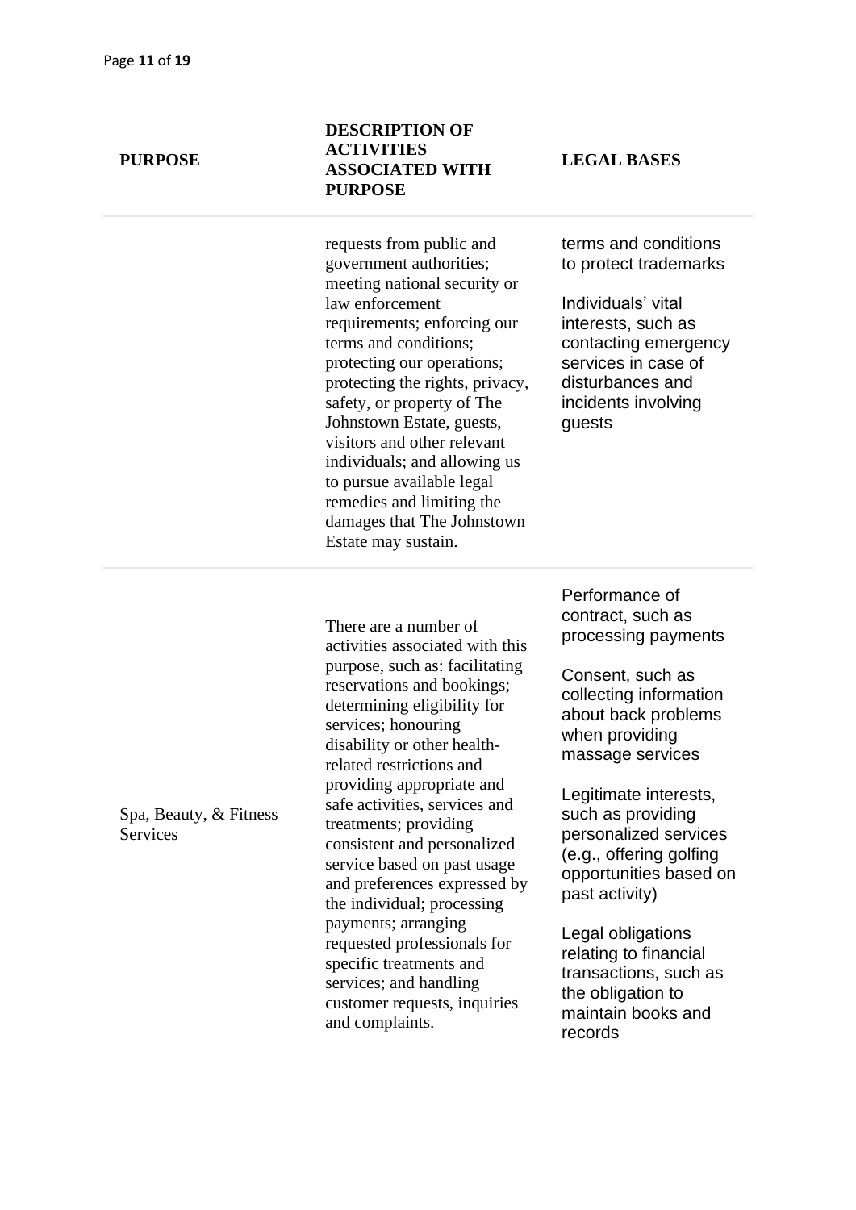| PURPOSE | DESCRIPTION OF ACTIVITIES ASSOCIATED WITH PURPOSE | LEGAL BASES |
|---|---|---|
| | requests from public and government authorities; meeting national security or law enforcement requirements; enforcing our terms and conditions; protecting our operations; protecting the rights, privacy, safety, or property of The Johnstown Estate, guests, visitors and other relevant individuals; and allowing us to pursue available legal remedies and limiting the damages that The Johnstown Estate may sustain. | terms and conditions to protect trademarks<br><br>Individuals' vital interests, such as contacting emergency services in case of disturbances and incidents involving guests |
| Spa, Beauty, & Fitness Services | There are a number of activities associated with this purpose, such as: facilitating reservations and bookings; determining eligibility for services; honouring disability or other health-related restrictions and providing appropriate and safe activities, services and treatments; providing consistent and personalized service based on past usage and preferences expressed by the individual; processing payments; arranging requested professionals for specific treatments and services; and handling customer requests, inquiries and complaints. | Performance of contract, such as processing payments<br><br>Consent, such as collecting information about back problems when providing massage services<br><br>Legitimate interests, such as providing personalized services (e.g., offering golfing opportunities based on past activity)<br><br>Legal obligations relating to financial transactions, such as the obligation to maintain books and records |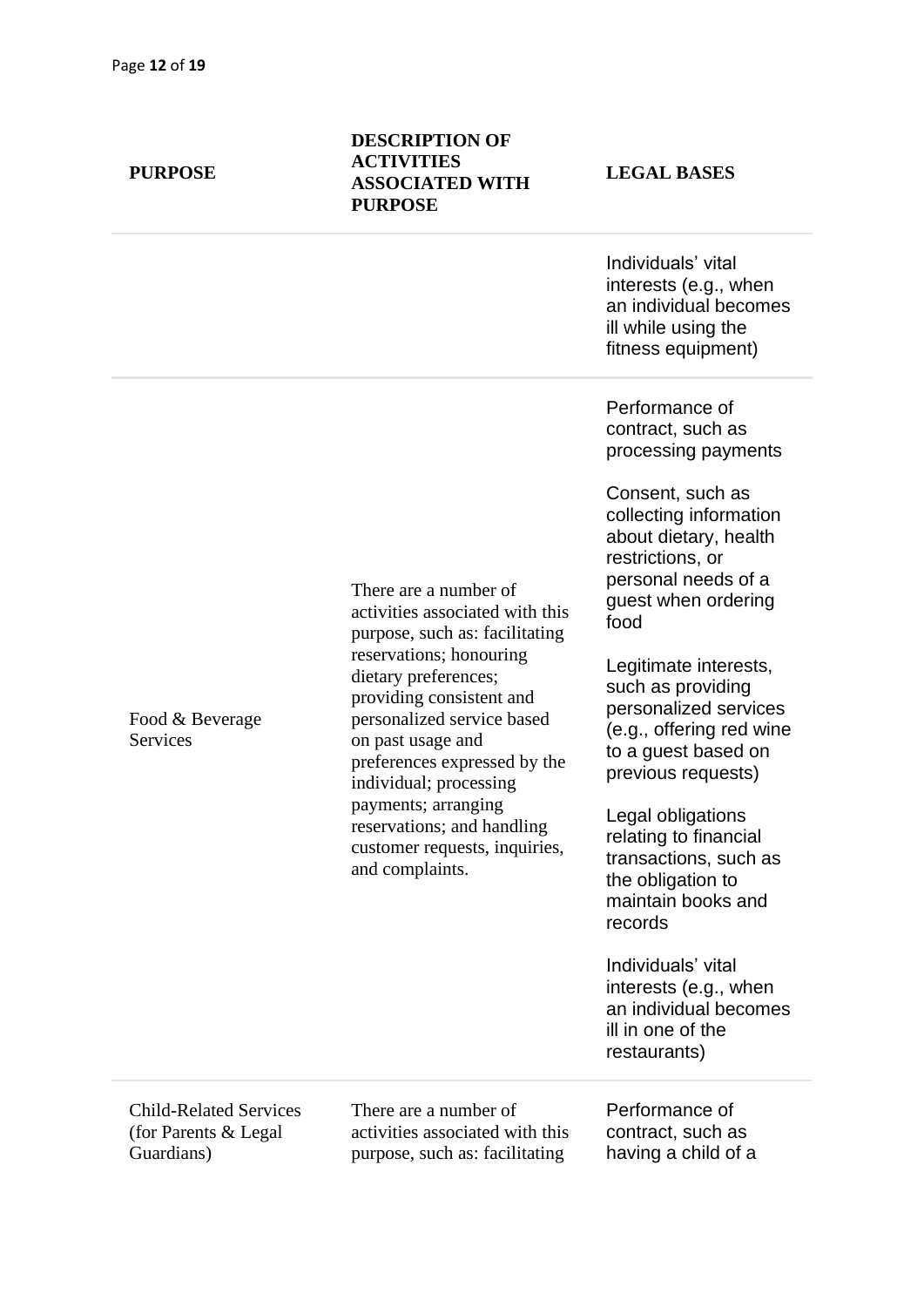| PURPOSE | DESCRIPTION OF ACTIVITIES ASSOCIATED WITH PURPOSE | LEGAL BASES |
| --- | --- | --- |
| | | Individuals' vital interests (e.g., when an individual becomes ill while using the fitness equipment) |
| Food & Beverage Services | There are a number of activities associated with this purpose, such as: facilitating reservations; honouring dietary preferences; providing consistent and personalized service based on past usage and preferences expressed by the individual; processing payments; arranging reservations; and handling customer requests, inquiries, and complaints. | Performance of contract, such as processing payments<br><br>Consent, such as collecting information about dietary, health restrictions, or personal needs of a guest when ordering food<br><br>Legitimate interests, such as providing personalized services (e.g., offering red wine to a guest based on previous requests)<br><br>Legal obligations relating to financial transactions, such as the obligation to maintain books and records<br><br>Individuals' vital interests (e.g., when an individual becomes ill in one of the restaurants) |
| Child-Related Services (for Parents & Legal Guardians) | There are a number of activities associated with this purpose, such as: facilitating | Performance of contract, such as having a child of a |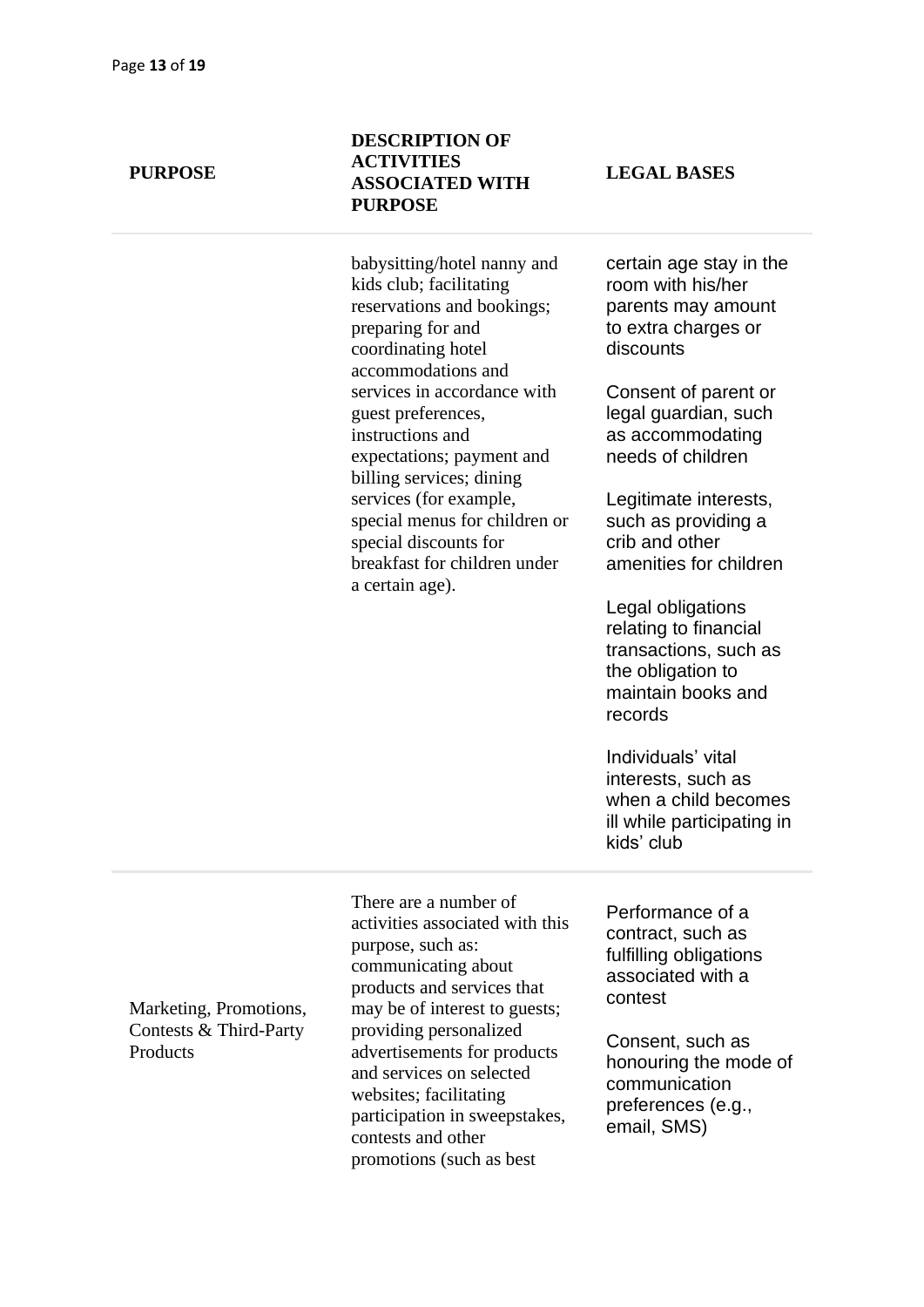| PURPOSE | DESCRIPTION OF ACTIVITIES ASSOCIATED WITH PURPOSE | LEGAL BASES |
|---|---|---|
| | babysitting/hotel nanny and kids club; facilitating reservations and bookings; preparing for and coordinating hotel accommodations and services in accordance with guest preferences, instructions and expectations; payment and billing services; dining services (for example, special menus for children or special discounts for breakfast for children under a certain age). | certain age stay in the room with his/her parents may amount to extra charges or discounts<br><br>Consent of parent or legal guardian, such as accommodating needs of children<br><br>Legitimate interests, such as providing a crib and other amenities for children<br><br>Legal obligations relating to financial transactions, such as the obligation to maintain books and records<br><br>Individuals' vital interests, such as when a child becomes ill while participating in kids' club |
| Marketing, Promotions, Contests & Third-Party Products | There are a number of activities associated with this purpose, such as: communicating about products and services that may be of interest to guests; providing personalized advertisements for products and services on selected websites; facilitating participation in sweepstakes, contests and other promotions (such as best | Performance of a contract, such as fulfilling obligations associated with a contest<br><br>Consent, such as honouring the mode of communication preferences (e.g., email, SMS) |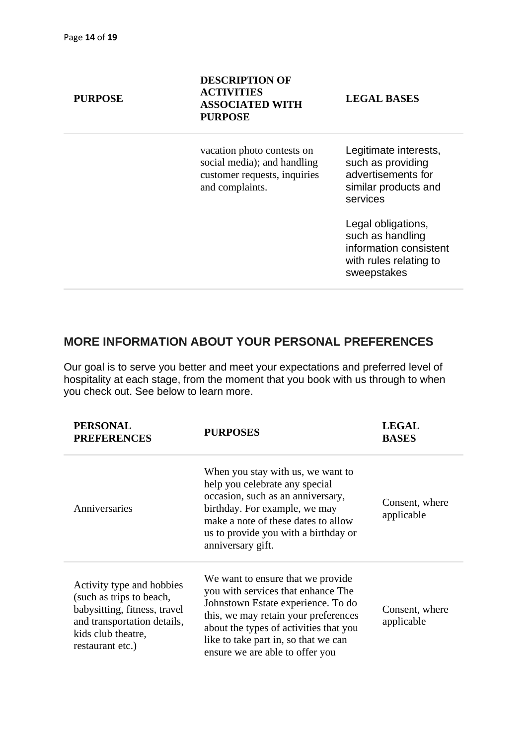| PURPOSE | DESCRIPTION OF ACTIVITIES ASSOCIATED WITH PURPOSE | LEGAL BASES |
|---|---|---|
| | vacation photo contests on social media); and handling customer requests, inquiries and complaints. | Legitimate interests, such as providing advertisements for similar products and services<br><br>Legal obligations, such as handling information consistent with rules relating to sweepstakes |

## MORE INFORMATION ABOUT YOUR PERSONAL PREFERENCES

Our goal is to serve you better and meet your expectations and preferred level of hospitality at each stage, from the moment that you book with us through to when you check out. See below to learn more.

| PERSONAL PREFERENCES | PURPOSES | LEGAL BASES |
|---|---|---|
| Anniversaries | When you stay with us, we want to help you celebrate any special occasion, such as an anniversary, birthday. For example, we may make a note of these dates to allow us to provide you with a birthday or anniversary gift. | Consent, where applicable |
| Activity type and hobbies (such as trips to beach, babysitting, fitness, travel and transportation details, kids club theatre, restaurant etc.) | We want to ensure that we provide you with services that enhance The Johnstown Estate experience. To do this, we may retain your preferences about the types of activities that you like to take part in, so that we can ensure we are able to offer you | Consent, where applicable |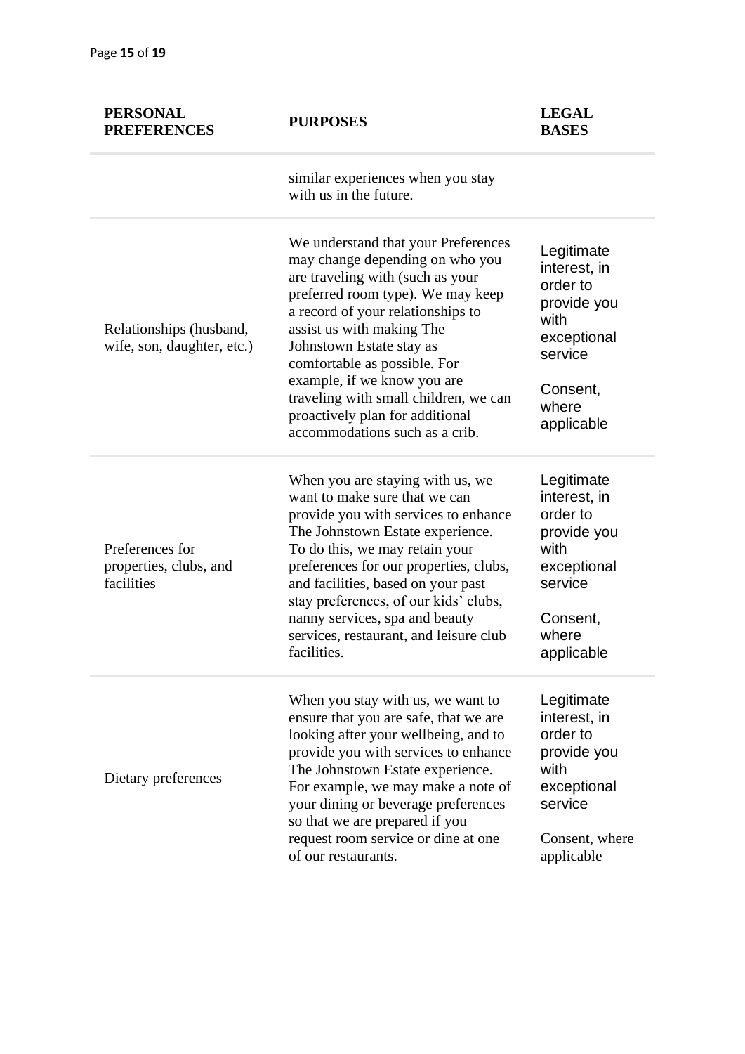| PERSONAL PREFERENCES | PURPOSES | LEGAL BASES |
| --- | --- | --- |
| | similar experiences when you stay with us in the future. | |
| Relationships (husband, wife, son, daughter, etc.) | We understand that your Preferences may change depending on who you are traveling with (such as your preferred room type). We may keep a record of your relationships to assist us with making The Johnstown Estate stay as comfortable as possible. For example, if we know you are traveling with small children, we can proactively plan for additional accommodations such as a crib. | Legitimate interest, in order to provide you with exceptional service<br><br>Consent, where applicable |
| Preferences for properties, clubs, and facilities | When you are staying with us, we want to make sure that we can provide you with services to enhance The Johnstown Estate experience. To do this, we may retain your preferences for our properties, clubs, and facilities, based on your past stay preferences, of our kids' clubs, nanny services, spa and beauty services, restaurant, and leisure club facilities. | Legitimate interest, in order to provide you with exceptional service<br><br>Consent, where applicable |
| Dietary preferences | When you stay with us, we want to ensure that you are safe, that we are looking after your wellbeing, and to provide you with services to enhance The Johnstown Estate experience. For example, we may make a note of your dining or beverage preferences so that we are prepared if you request room service or dine at one of our restaurants. | Legitimate interest, in order to provide you with exceptional service<br><br>Consent, where applicable |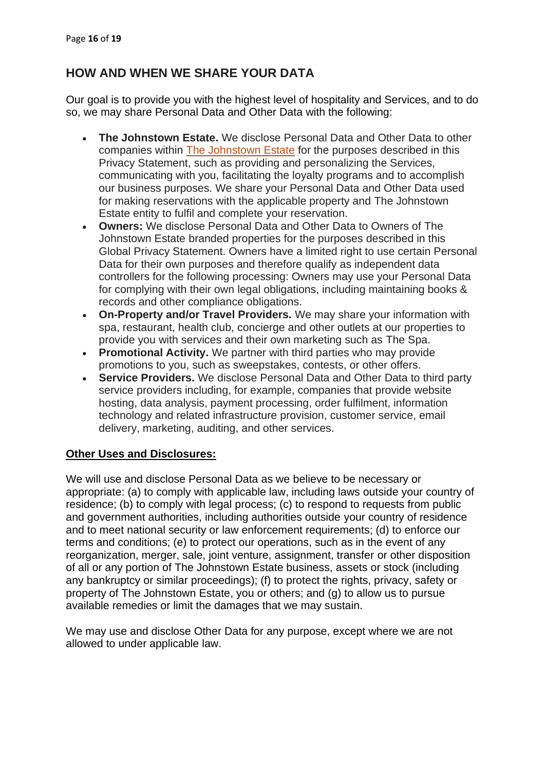## HOW AND WHEN WE SHARE YOUR DATA

Our goal is to provide you with the highest level of hospitality and Services, and to do so, we may share Personal Data and Other Data with the following:

- **The Johnstown Estate.** We disclose Personal Data and Other Data to other companies within The Johnstown Estate for the purposes described in this Privacy Statement, such as providing and personalizing the Services, communicating with you, facilitating the loyalty programs and to accomplish our business purposes. We share your Personal Data and Other Data used for making reservations with the applicable property and The Johnstown Estate entity to fulfil and complete your reservation.
- **Owners:** We disclose Personal Data and Other Data to Owners of The Johnstown Estate branded properties for the purposes described in this Global Privacy Statement. Owners have a limited right to use certain Personal Data for their own purposes and therefore qualify as independent data controllers for the following processing: Owners may use your Personal Data for complying with their own legal obligations, including maintaining books & records and other compliance obligations.
- **On-Property and/or Travel Providers.** We may share your information with spa, restaurant, health club, concierge and other outlets at our properties to provide you with services and their own marketing such as The Spa.
- **Promotional Activity.** We partner with third parties who may provide promotions to you, such as sweepstakes, contests, or other offers.
- **Service Providers.** We disclose Personal Data and Other Data to third party service providers including, for example, companies that provide website hosting, data analysis, payment processing, order fulfilment, information technology and related infrastructure provision, customer service, email delivery, marketing, auditing, and other services.

**Other Uses and Disclosures:**

We will use and disclose Personal Data as we believe to be necessary or appropriate: (a) to comply with applicable law, including laws outside your country of residence; (b) to comply with legal process; (c) to respond to requests from public and government authorities, including authorities outside your country of residence and to meet national security or law enforcement requirements; (d) to enforce our terms and conditions; (e) to protect our operations, such as in the event of any reorganization, merger, sale, joint venture, assignment, transfer or other disposition of all or any portion of The Johnstown Estate business, assets or stock (including any bankruptcy or similar proceedings); (f) to protect the rights, privacy, safety or property of The Johnstown Estate, you or others; and (g) to allow us to pursue available remedies or limit the damages that we may sustain.

We may use and disclose Other Data for any purpose, except where we are not allowed to under applicable law.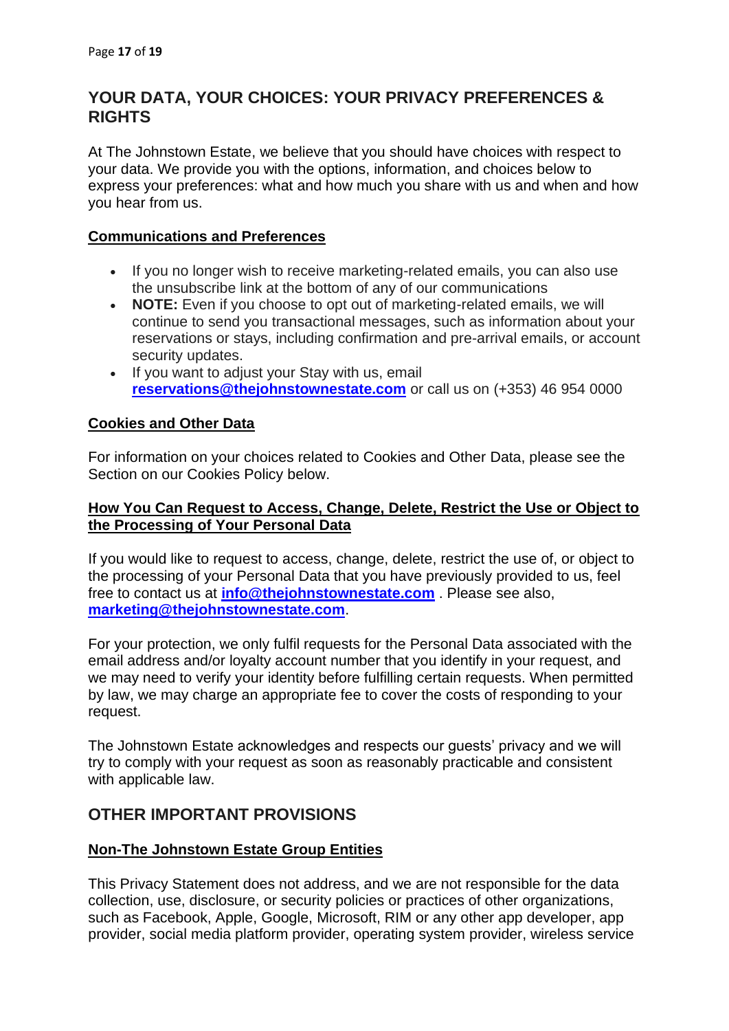## YOUR DATA, YOUR CHOICES: YOUR PRIVACY PREFERENCES & RIGHTS

At The Johnstown Estate, we believe that you should have choices with respect to your data. We provide you with the options, information, and choices below to express your preferences: what and how much you share with us and when and how you hear from us.

### Communications and Preferences

- If you no longer wish to receive marketing-related emails, you can also use the unsubscribe link at the bottom of any of our communications
- **NOTE:** Even if you choose to opt out of marketing-related emails, we will continue to send you transactional messages, such as information about your reservations or stays, including confirmation and pre-arrival emails, or account security updates.
- If you want to adjust your Stay with us, email **reservations@thejohnstownestate.com** or call us on (+353) 46 954 0000

### Cookies and Other Data

For information on your choices related to Cookies and Other Data, please see the Section on our Cookies Policy below.

### How You Can Request to Access, Change, Delete, Restrict the Use or Object to the Processing of Your Personal Data

If you would like to request to access, change, delete, restrict the use of, or object to the processing of your Personal Data that you have previously provided to us, feel free to contact us at **info@thejohnstownestate.com** . Please see also, **marketing@thejohnstownestate.com**.

For your protection, we only fulfil requests for the Personal Data associated with the email address and/or loyalty account number that you identify in your request, and we may need to verify your identity before fulfilling certain requests. When permitted by law, we may charge an appropriate fee to cover the costs of responding to your request.

The Johnstown Estate acknowledges and respects our guests' privacy and we will try to comply with your request as soon as reasonably practicable and consistent with applicable law.

## OTHER IMPORTANT PROVISIONS

### Non-The Johnstown Estate Group Entities

This Privacy Statement does not address, and we are not responsible for the data collection, use, disclosure, or security policies or practices of other organizations, such as Facebook, Apple, Google, Microsoft, RIM or any other app developer, app provider, social media platform provider, operating system provider, wireless service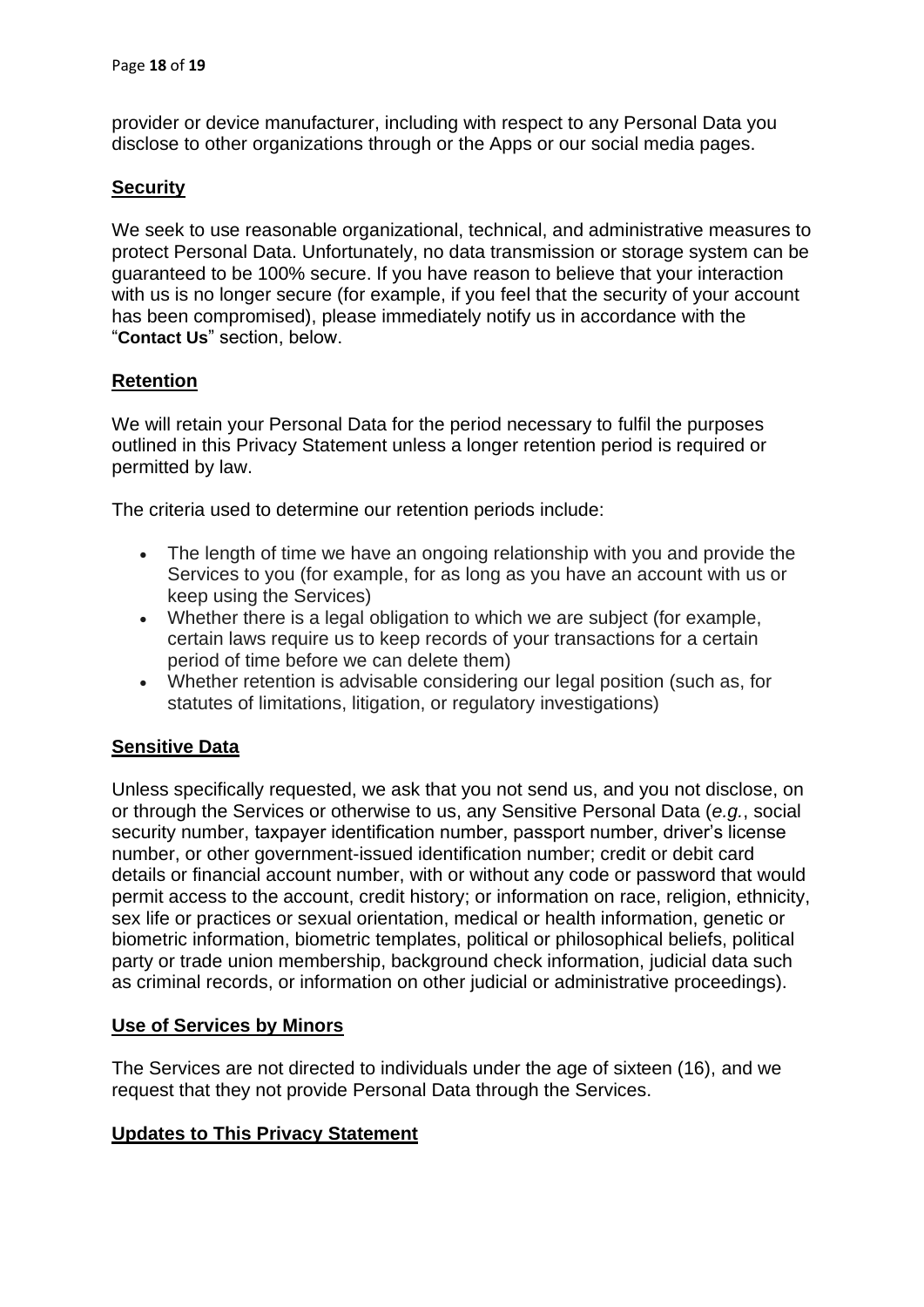provider or device manufacturer, including with respect to any Personal Data you disclose to other organizations through or the Apps or our social media pages.

## **Security**

We seek to use reasonable organizational, technical, and administrative measures to protect Personal Data. Unfortunately, no data transmission or storage system can be guaranteed to be 100% secure. If you have reason to believe that your interaction with us is no longer secure (for example, if you feel that the security of your account has been compromised), please immediately notify us in accordance with the "**Contact Us**" section, below.

## **Retention**

We will retain your Personal Data for the period necessary to fulfil the purposes outlined in this Privacy Statement unless a longer retention period is required or permitted by law.

The criteria used to determine our retention periods include:

- The length of time we have an ongoing relationship with you and provide the Services to you (for example, for as long as you have an account with us or keep using the Services)
- Whether there is a legal obligation to which we are subject (for example, certain laws require us to keep records of your transactions for a certain period of time before we can delete them)
- Whether retention is advisable considering our legal position (such as, for statutes of limitations, litigation, or regulatory investigations)

## **Sensitive Data**

Unless specifically requested, we ask that you not send us, and you not disclose, on or through the Services or otherwise to us, any Sensitive Personal Data (*e.g.*, social security number, taxpayer identification number, passport number, driver's license number, or other government-issued identification number; credit or debit card details or financial account number, with or without any code or password that would permit access to the account, credit history; or information on race, religion, ethnicity, sex life or practices or sexual orientation, medical or health information, genetic or biometric information, biometric templates, political or philosophical beliefs, political party or trade union membership, background check information, judicial data such as criminal records, or information on other judicial or administrative proceedings).

## **Use of Services by Minors**

The Services are not directed to individuals under the age of sixteen (16), and we request that they not provide Personal Data through the Services.

## **Updates to This Privacy Statement**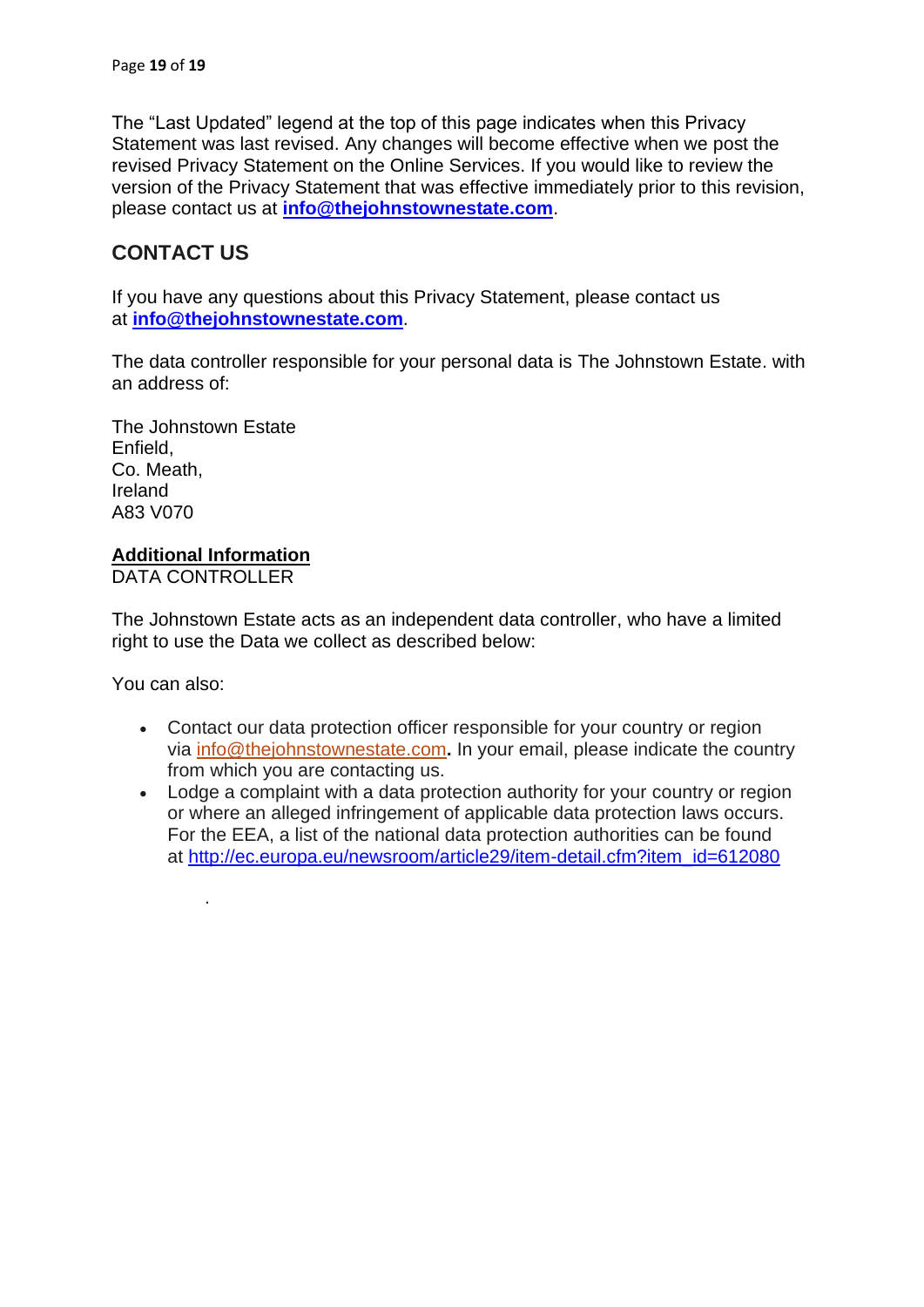The "Last Updated" legend at the top of this page indicates when this Privacy Statement was last revised. Any changes will become effective when we post the revised Privacy Statement on the Online Services. If you would like to review the version of the Privacy Statement that was effective immediately prior to this revision, please contact us at **info@thejohnstownestate.com**.

## CONTACT US

If you have any questions about this Privacy Statement, please contact us at **info@thejohnstownestate.com**.

The data controller responsible for your personal data is The Johnstown Estate. with an address of:

The Johnstown Estate
Enfield,
Co. Meath,
Ireland
A83 V070

**Additional Information**
DATA CONTROLLER

The Johnstown Estate acts as an independent data controller, who have a limited right to use the Data we collect as described below:

You can also:

- Contact our data protection officer responsible for your country or region via info@thejohnstownestate.com**.** In your email, please indicate the country from which you are contacting us.
- Lodge a complaint with a data protection authority for your country or region or where an alleged infringement of applicable data protection laws occurs. For the EEA, a list of the national data protection authorities can be found at http://ec.europa.eu/newsroom/article29/item-detail.cfm?item_id=612080

.